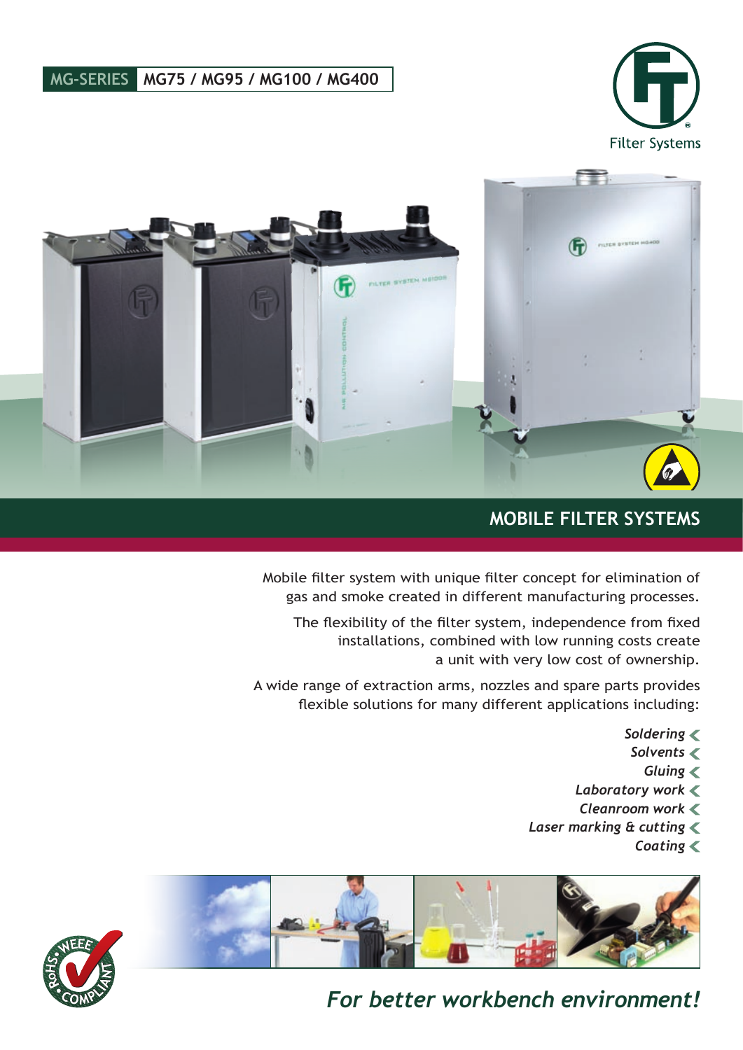MG-SERIES MG75 / MG95 / MG100 / MG400

Filter Systems

# MOBILE FILTER SYSTEMS

Mobile filter system with unique filter concept for elimination of gas and smoke created in different manufacturing processes.

The flexibility of the filter system, independence from fixed installations, combined with low running costs create a unit with very low cost of ownership.

A wide range of extraction arms, nozzles and spare parts provides flexible solutions for many different applications including:

- *Soldering*
- *Solvents*
- *Gluing*
- *Laboratory work*
- *Cleanroom work*
- *Laser marking & cutting*
- *Coating*

RoHS • WEEE • COMPLIANT

***For better workbench environment!***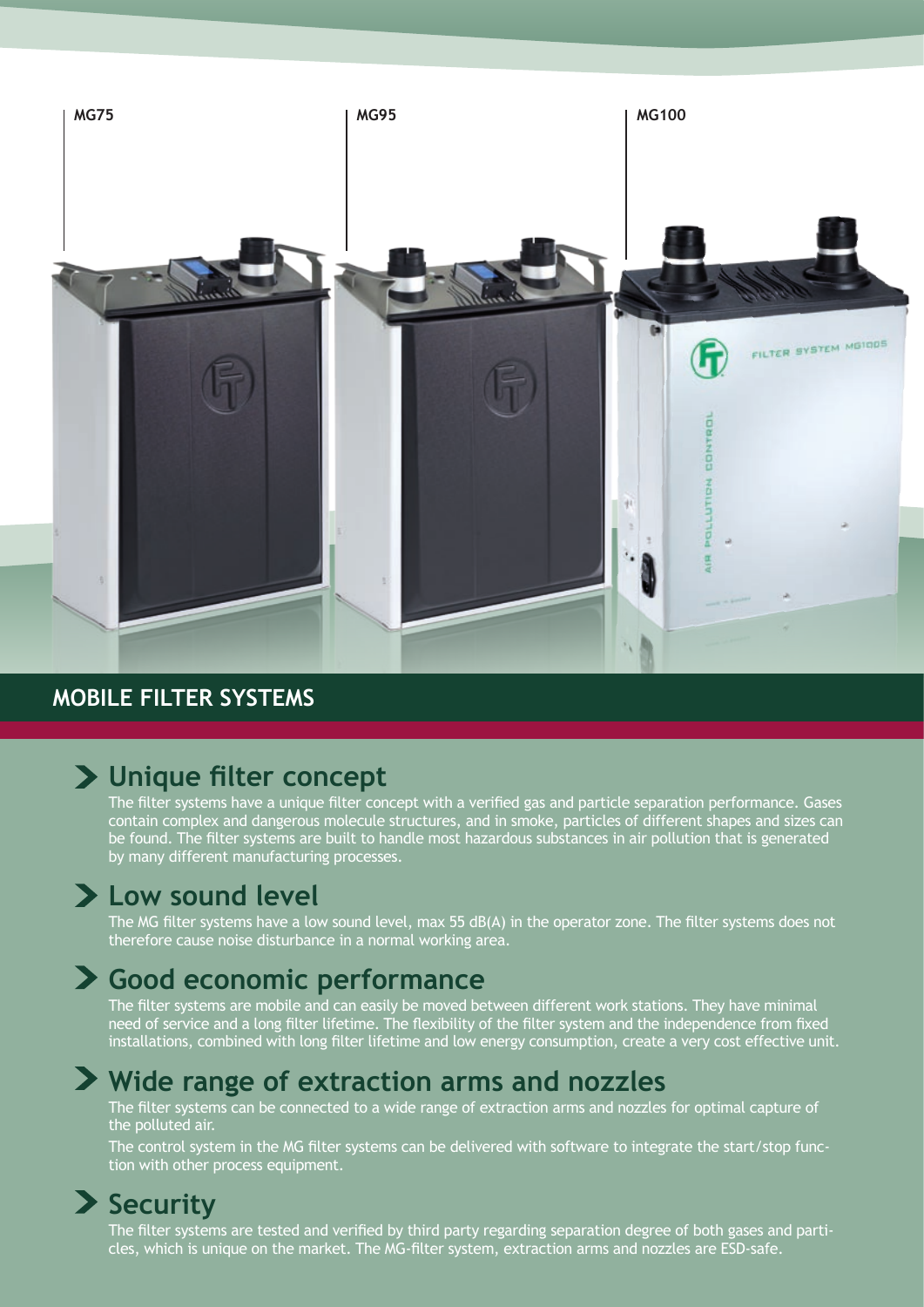MG75

MG95

MG100

## MOBILE FILTER SYSTEMS

### Unique filter concept

The filter systems have a unique filter concept with a verified gas and particle separation performance. Gases contain complex and dangerous molecule structures, and in smoke, particles of different shapes and sizes can be found. The filter systems are built to handle most hazardous substances in air pollution that is generated by many different manufacturing processes.

### Low sound level

The MG filter systems have a low sound level, max 55 dB(A) in the operator zone. The filter systems does not therefore cause noise disturbance in a normal working area.

### Good economic performance

The filter systems are mobile and can easily be moved between different work stations. They have minimal need of service and a long filter lifetime. The flexibility of the filter system and the independence from fixed installations, combined with long filter lifetime and low energy consumption, create a very cost effective unit.

### Wide range of extraction arms and nozzles

The filter systems can be connected to a wide range of extraction arms and nozzles for optimal capture of the polluted air.

The control system in the MG filter systems can be delivered with software to integrate the start/stop function with other process equipment.

### Security

The filter systems are tested and verified by third party regarding separation degree of both gases and particles, which is unique on the market. The MG-filter system, extraction arms and nozzles are ESD-safe.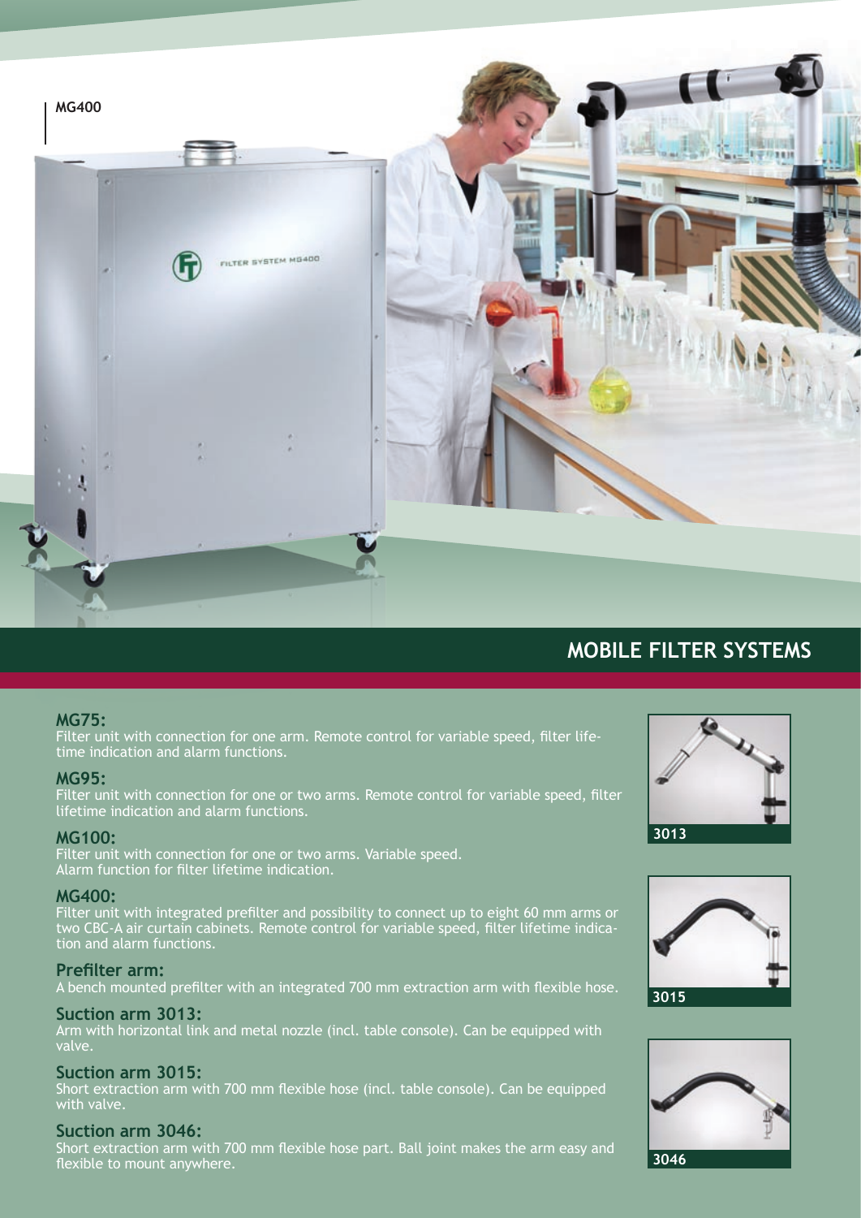MG400

# MOBILE FILTER SYSTEMS

### MG75:
Filter unit with connection for one arm. Remote control for variable speed, filter lifetime indication and alarm functions.

### MG95:
Filter unit with connection for one or two arms. Remote control for variable speed, filter lifetime indication and alarm functions.

### MG100:
Filter unit with connection for one or two arms. Variable speed.
Alarm function for filter lifetime indication.

### MG400:
Filter unit with integrated prefilter and possibility to connect up to eight 60 mm arms or two CBC-A air curtain cabinets. Remote control for variable speed, filter lifetime indication and alarm functions.

### Prefilter arm:
A bench mounted prefilter with an integrated 700 mm extraction arm with flexible hose.

### Suction arm 3013:
Arm with horizontal link and metal nozzle (incl. table console). Can be equipped with valve.

### Suction arm 3015:
Short extraction arm with 700 mm flexible hose (incl. table console). Can be equipped with valve.

### Suction arm 3046:
Short extraction arm with 700 mm flexible hose part. Ball joint makes the arm easy and flexible to mount anywhere.

3013

3015

3046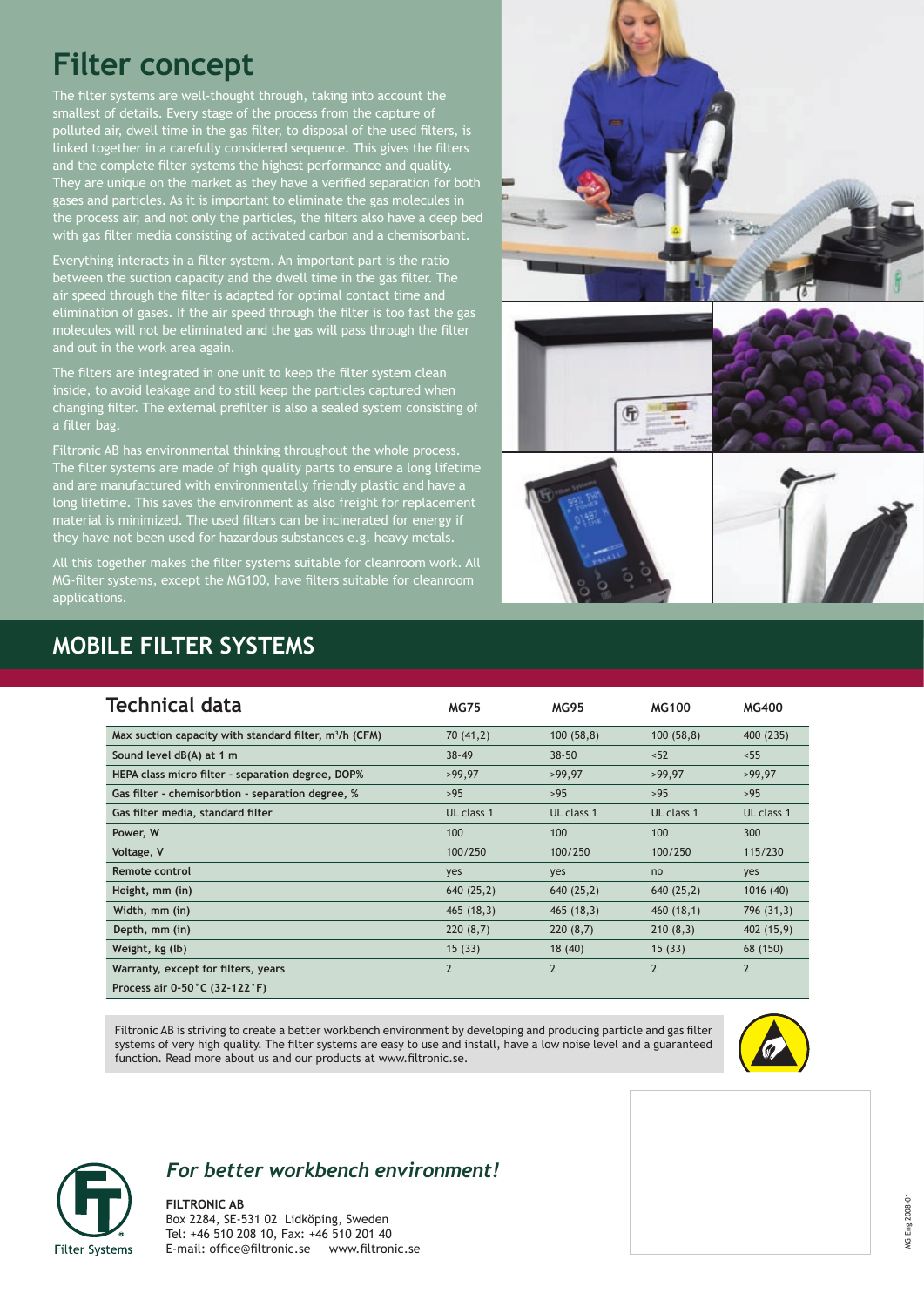# Filter concept

The filter systems are well-thought through, taking into account the smallest of details. Every stage of the process from the capture of polluted air, dwell time in the gas filter, to disposal of the used filters, is linked together in a carefully considered sequence. This gives the filters and the complete filter systems the highest performance and quality. They are unique on the market as they have a verified separation for both gases and particles. As it is important to eliminate the gas molecules in the process air, and not only the particles, the filters also have a deep bed with gas filter media consisting of activated carbon and a chemisorbant.

Everything interacts in a filter system. An important part is the ratio between the suction capacity and the dwell time in the gas filter. The air speed through the filter is adapted for optimal contact time and elimination of gases. If the air speed through the filter is too fast the gas molecules will not be eliminated and the gas will pass through the filter and out in the work area again.

The filters are integrated in one unit to keep the filter system clean inside, to avoid leakage and to still keep the particles captured when changing filter. The external prefilter is also a sealed system consisting of a filter bag.

Filtronic AB has environmental thinking throughout the whole process. The filter systems are made of high quality parts to ensure a long lifetime and are manufactured with environmentally friendly plastic and have a long lifetime. This saves the environment as also freight for replacement material is minimized. The used filters can be incinerated for energy if they have not been used for hazardous substances e.g. heavy metals.

All this together makes the filter systems suitable for cleanroom work. All MG-filter systems, except the MG100, have filters suitable for cleanroom applications.

## MOBILE FILTER SYSTEMS

### Technical data

| Technical data | MG75 | MG95 | MG100 | MG400 |
|---|---|---|---|---|
| Max suction capacity with standard filter, m³/h (CFM) | 70 (41,2) | 100 (58,8) | 100 (58,8) | 400 (235) |
| Sound level dB(A) at 1 m | 38-49 | 38-50 | <52 | <55 |
| HEPA class micro filter - separation degree, DOP% | >99,97 | >99,97 | >99,97 | >99,97 |
| Gas filter - chemisorbtion - separation degree, % | >95 | >95 | >95 | >95 |
| Gas filter media, standard filter | UL class 1 | UL class 1 | UL class 1 | UL class 1 |
| Power, W | 100 | 100 | 100 | 300 |
| Voltage, V | 100/250 | 100/250 | 100/250 | 115/230 |
| Remote control | yes | yes | no | yes |
| Height, mm (in) | 640 (25,2) | 640 (25,2) | 640 (25,2) | 1016 (40) |
| Width, mm (in) | 465 (18,3) | 465 (18,3) | 460 (18,1) | 796 (31,3) |
| Depth, mm (in) | 220 (8,7) | 220 (8,7) | 210 (8,3) | 402 (15,9) |
| Weight, kg (lb) | 15 (33) | 18 (40) | 15 (33) | 68 (150) |
| Warranty, except for filters, years | 2 | 2 | 2 | 2 |
| Process air 0-50°C (32-122°F) | | | | |

Filtronic AB is striving to create a better workbench environment by developing and producing particle and gas filter systems of very high quality. The filter systems are easy to use and install, have a low noise level and a guaranteed function. Read more about us and our products at www.filtronic.se.

*For better workbench environment!*

Filter Systems

**FILTRONIC AB**
Box 2284, SE-531 02 Lidköping, Sweden
Tel: +46 510 208 10, Fax: +46 510 201 40
E-mail: office@filtronic.se www.filtronic.se

MG Eng 2008-01